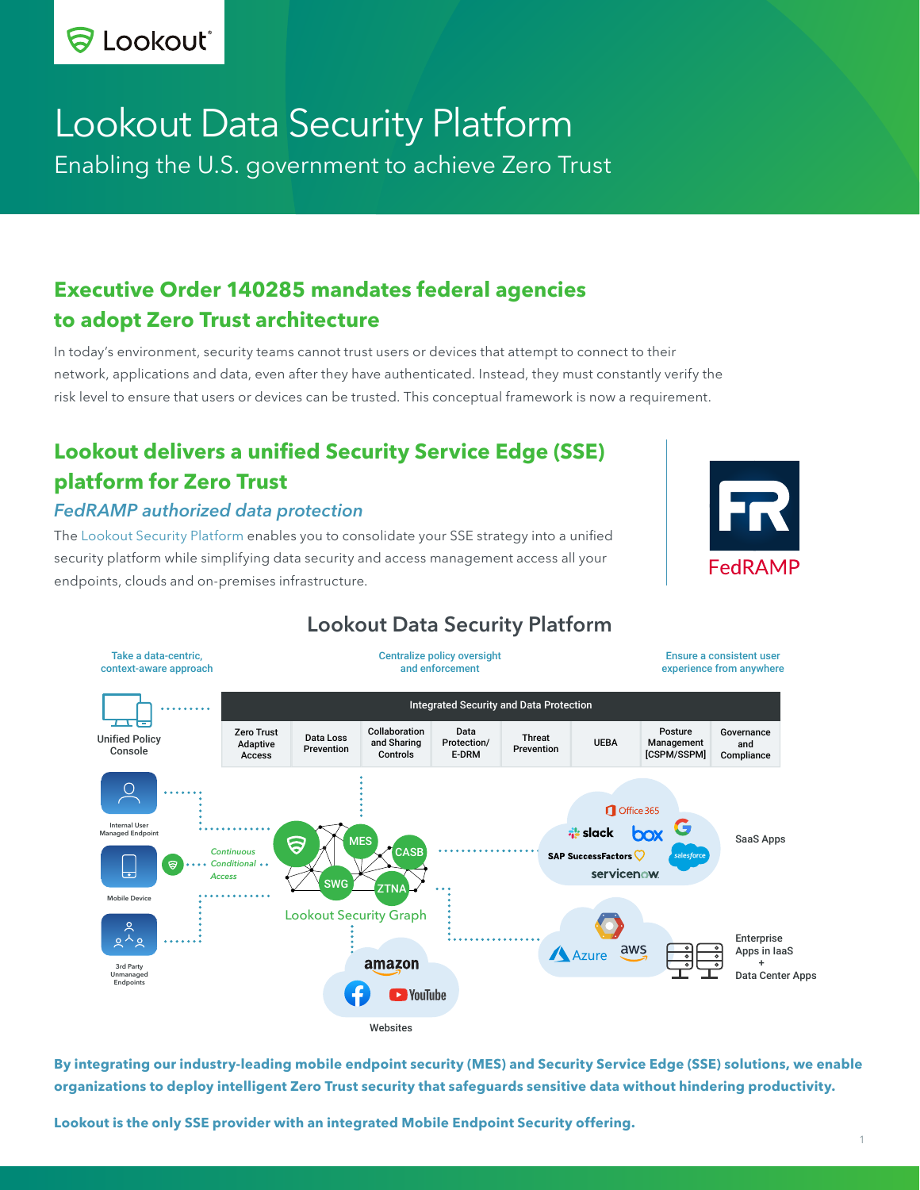Lookout

# Lookout Data Security Platform

Enabling the U.S. government to achieve Zero Trust

## Executive Order 140285 mandates federal agencies to adopt Zero Trust architecture

In today's environment, security teams cannot trust users or devices that attempt to connect to their network, applications and data, even after they have authenticated. Instead, they must constantly verify the risk level to ensure that users or devices can be trusted. This conceptual framework is now a requirement.

## Lookout delivers a unified Security Service Edge (SSE) platform for Zero Trust

### *FedRAMP authorized data protection*

The Lookout Security Platform enables you to consolidate your SSE strategy into a unified security platform while simplifying data security and access management access all your endpoints, clouds and on-premises infrastructure.

FedRAMP

### Lookout Data Security Platform

Take a data-centric, context-aware approach

Centralize policy oversight and enforcement

Ensure a consistent user experience from anywhere

| Integrated Security and Data Protection | | | | | | | |
|---|---|---|---|---|---|---|---|
| Zero Trust Adaptive Access | Data Loss Prevention | Collaboration and Sharing Controls | Data Protection/ E-DRM | Threat Prevention | UEBA | Posture Management [CSPM/SSPM] | Governance and Compliance |

Unified Policy Console

Internal User Managed Endpoint

Mobile Device

3rd Party Unmanaged Endpoints

*Continuous Conditional Access*

MES, CASB, SWG, ZTNA

Lookout Security Graph

SaaS Apps: Office 365, slack, box, Google, SAP SuccessFactors, salesforce, servicenow

Enterprise Apps in IaaS + Data Center Apps: Azure, aws

Websites: amazon, Facebook, YouTube

**By integrating our industry-leading mobile endpoint security (MES) and Security Service Edge (SSE) solutions, we enable organizations to deploy intelligent Zero Trust security that safeguards sensitive data without hindering productivity.**

**Lookout is the only SSE provider with an integrated Mobile Endpoint Security offering.**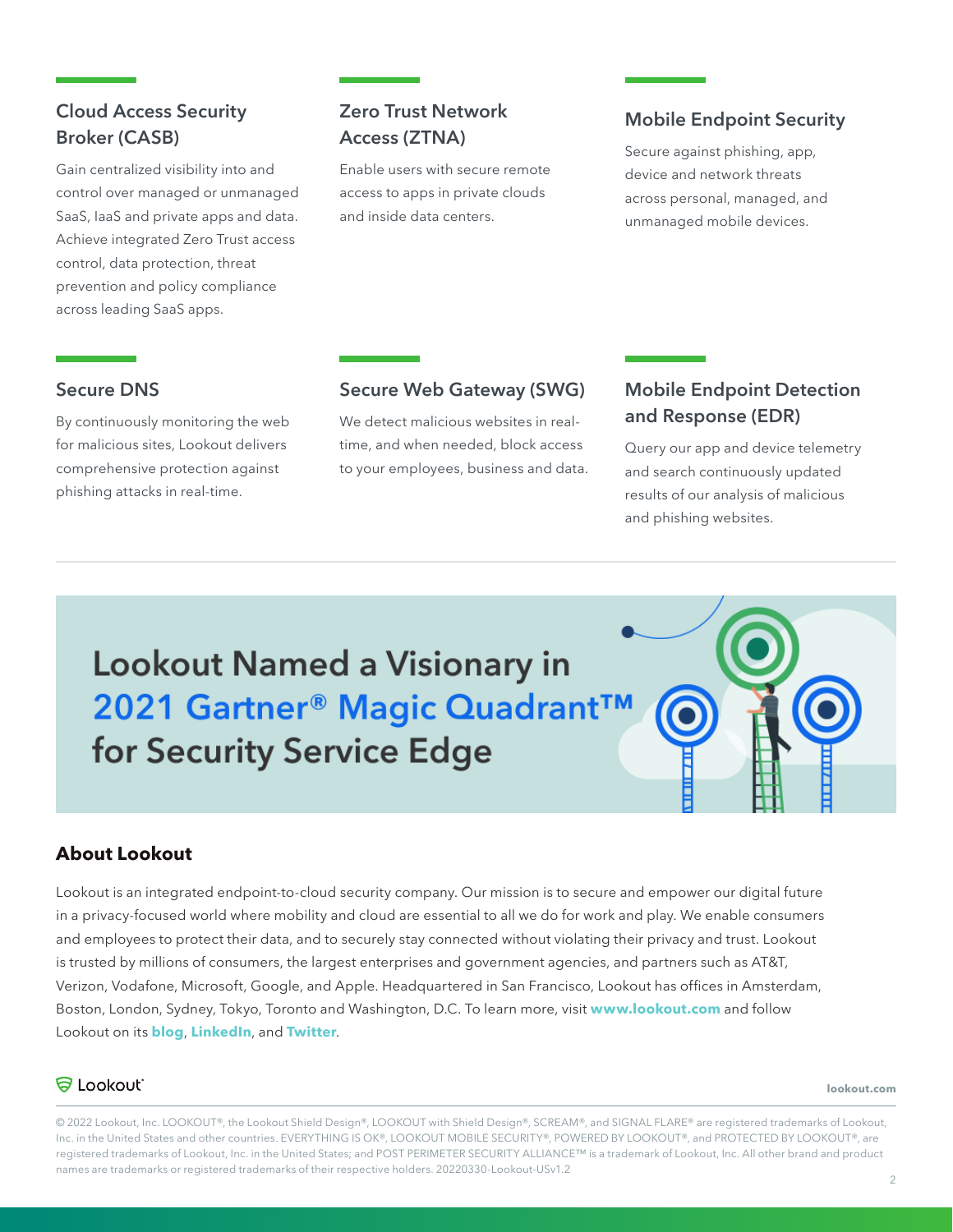### Cloud Access Security Broker (CASB)

Gain centralized visibility into and control over managed or unmanaged SaaS, IaaS and private apps and data. Achieve integrated Zero Trust access control, data protection, threat prevention and policy compliance across leading SaaS apps.

### Zero Trust Network Access (ZTNA)

Enable users with secure remote access to apps in private clouds and inside data centers.

### Mobile Endpoint Security

Secure against phishing, app, device and network threats across personal, managed, and unmanaged mobile devices.

### Secure DNS

By continuously monitoring the web for malicious sites, Lookout delivers comprehensive protection against phishing attacks in real-time.

### Secure Web Gateway (SWG)

We detect malicious websites in real-time, and when needed, block access to your employees, business and data.

### Mobile Endpoint Detection and Response (EDR)

Query our app and device telemetry and search continuously updated results of our analysis of malicious and phishing websites.

---

## Lookout Named a Visionary in 2021 Gartner® Magic Quadrant™ for Security Service Edge

## About Lookout

Lookout is an integrated endpoint-to-cloud security company. Our mission is to secure and empower our digital future in a privacy-focused world where mobility and cloud are essential to all we do for work and play. We enable consumers and employees to protect their data, and to securely stay connected without violating their privacy and trust. Lookout is trusted by millions of consumers, the largest enterprises and government agencies, and partners such as AT&T, Verizon, Vodafone, Microsoft, Google, and Apple. Headquartered in San Francisco, Lookout has offices in Amsterdam, Boston, London, Sydney, Tokyo, Toronto and Washington, D.C. To learn more, visit **www.lookout.com** and follow Lookout on its **blog**, **LinkedIn**, and **Twitter**.

Lookout

lookout.com

© 2022 Lookout, Inc. LOOKOUT®, the Lookout Shield Design®, LOOKOUT with Shield Design®, SCREAM®, and SIGNAL FLARE® are registered trademarks of Lookout, Inc. in the United States and other countries. EVERYTHING IS OK®, LOOKOUT MOBILE SECURITY®, POWERED BY LOOKOUT®, and PROTECTED BY LOOKOUT®, are registered trademarks of Lookout, Inc. in the United States; and POST PERIMETER SECURITY ALLIANCE™ is a trademark of Lookout, Inc. All other brand and product names are trademarks or registered trademarks of their respective holders. 20220330-Lookout-USv1.2